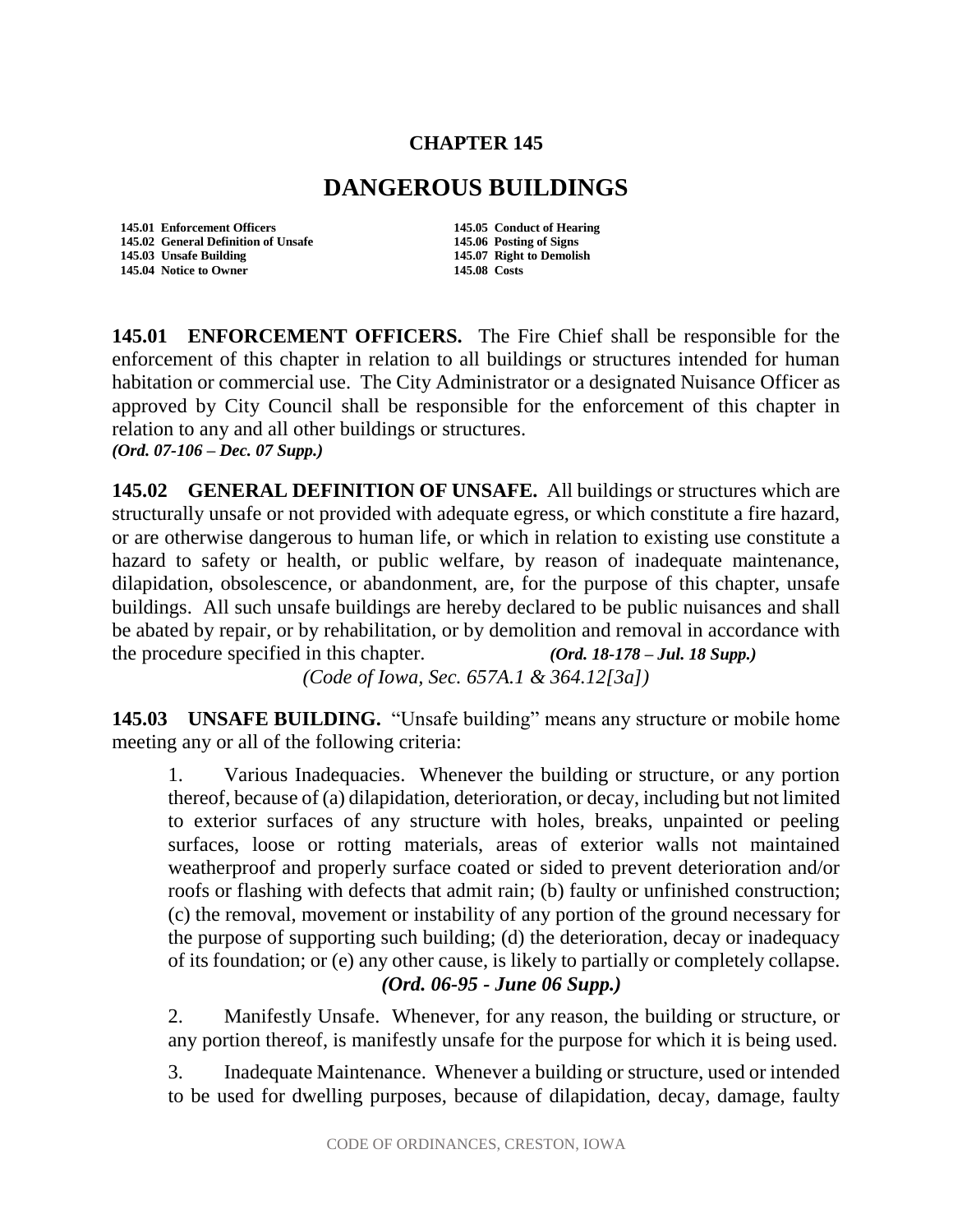# CHAPTER 145

# DANGEROUS BUILDINGS

| | |
|---|---|
| **145.01 Enforcement Officers** | **145.05 Conduct of Hearing** |
| **145.02 General Definition of Unsafe** | **145.06 Posting of Signs** |
| **145.03 Unsafe Building** | **145.07 Right to Demolish** |
| **145.04 Notice to Owner** | **145.08 Costs** |

**145.01 ENFORCEMENT OFFICERS.** The Fire Chief shall be responsible for the enforcement of this chapter in relation to all buildings or structures intended for human habitation or commercial use. The City Administrator or a designated Nuisance Officer as approved by City Council shall be responsible for the enforcement of this chapter in relation to any and all other buildings or structures.
***(Ord. 07-106 – Dec. 07 Supp.)***

**145.02 GENERAL DEFINITION OF UNSAFE.** All buildings or structures which are structurally unsafe or not provided with adequate egress, or which constitute a fire hazard, or are otherwise dangerous to human life, or which in relation to existing use constitute a hazard to safety or health, or public welfare, by reason of inadequate maintenance, dilapidation, obsolescence, or abandonment, are, for the purpose of this chapter, unsafe buildings. All such unsafe buildings are hereby declared to be public nuisances and shall be abated by repair, or by rehabilitation, or by demolition and removal in accordance with the procedure specified in this chapter. ***(Ord. 18-178 – Jul. 18 Supp.)***
*(Code of Iowa, Sec. 657A.1 & 364.12[3a])*

**145.03 UNSAFE BUILDING.** "Unsafe building" means any structure or mobile home meeting any or all of the following criteria:

1. Various Inadequacies. Whenever the building or structure, or any portion thereof, because of (a) dilapidation, deterioration, or decay, including but not limited to exterior surfaces of any structure with holes, breaks, unpainted or peeling surfaces, loose or rotting materials, areas of exterior walls not maintained weatherproof and properly surface coated or sided to prevent deterioration and/or roofs or flashing with defects that admit rain; (b) faulty or unfinished construction; (c) the removal, movement or instability of any portion of the ground necessary for the purpose of supporting such building; (d) the deterioration, decay or inadequacy of its foundation; or (e) any other cause, is likely to partially or completely collapse. ***(Ord. 06-95 - June 06 Supp.)***

2. Manifestly Unsafe. Whenever, for any reason, the building or structure, or any portion thereof, is manifestly unsafe for the purpose for which it is being used.

3. Inadequate Maintenance. Whenever a building or structure, used or intended to be used for dwelling purposes, because of dilapidation, decay, damage, faulty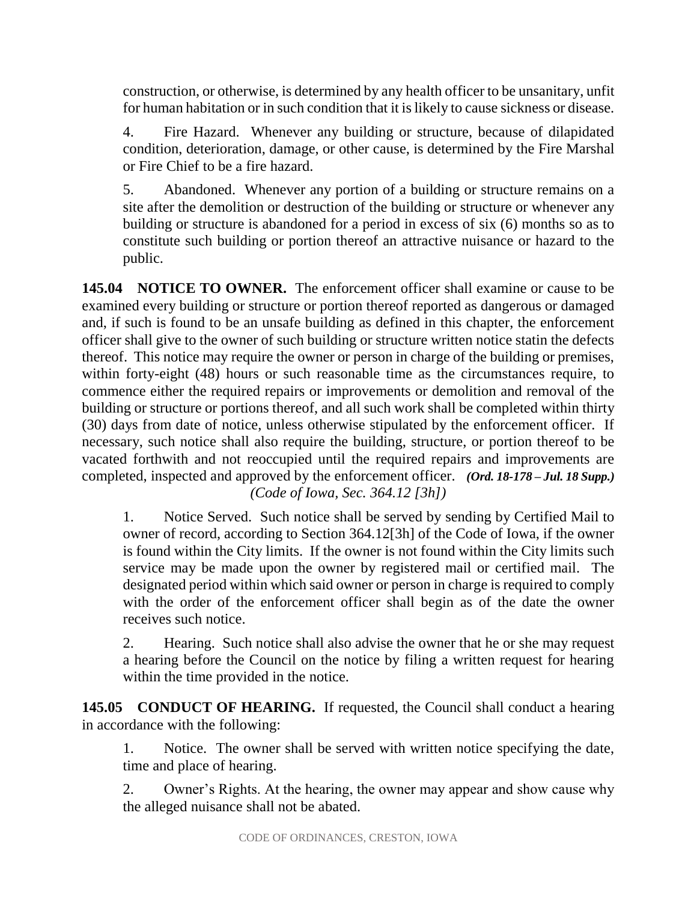construction, or otherwise, is determined by any health officer to be unsanitary, unfit for human habitation or in such condition that it is likely to cause sickness or disease.

4. Fire Hazard. Whenever any building or structure, because of dilapidated condition, deterioration, damage, or other cause, is determined by the Fire Marshal or Fire Chief to be a fire hazard.

5. Abandoned. Whenever any portion of a building or structure remains on a site after the demolition or destruction of the building or structure or whenever any building or structure is abandoned for a period in excess of six (6) months so as to constitute such building or portion thereof an attractive nuisance or hazard to the public.

**145.04 NOTICE TO OWNER.** The enforcement officer shall examine or cause to be examined every building or structure or portion thereof reported as dangerous or damaged and, if such is found to be an unsafe building as defined in this chapter, the enforcement officer shall give to the owner of such building or structure written notice statin the defects thereof. This notice may require the owner or person in charge of the building or premises, within forty-eight (48) hours or such reasonable time as the circumstances require, to commence either the required repairs or improvements or demolition and removal of the building or structure or portions thereof, and all such work shall be completed within thirty (30) days from date of notice, unless otherwise stipulated by the enforcement officer. If necessary, such notice shall also require the building, structure, or portion thereof to be vacated forthwith and not reoccupied until the required repairs and improvements are completed, inspected and approved by the enforcement officer. ***(Ord. 18-178 – Jul. 18 Supp.)***
*(Code of Iowa, Sec. 364.12 [3h])*

1. Notice Served. Such notice shall be served by sending by Certified Mail to owner of record, according to Section 364.12[3h] of the Code of Iowa, if the owner is found within the City limits. If the owner is not found within the City limits such service may be made upon the owner by registered mail or certified mail. The designated period within which said owner or person in charge is required to comply with the order of the enforcement officer shall begin as of the date the owner receives such notice.

2. Hearing. Such notice shall also advise the owner that he or she may request a hearing before the Council on the notice by filing a written request for hearing within the time provided in the notice.

**145.05 CONDUCT OF HEARING.** If requested, the Council shall conduct a hearing in accordance with the following:

1. Notice. The owner shall be served with written notice specifying the date, time and place of hearing.

2. Owner's Rights. At the hearing, the owner may appear and show cause why the alleged nuisance shall not be abated.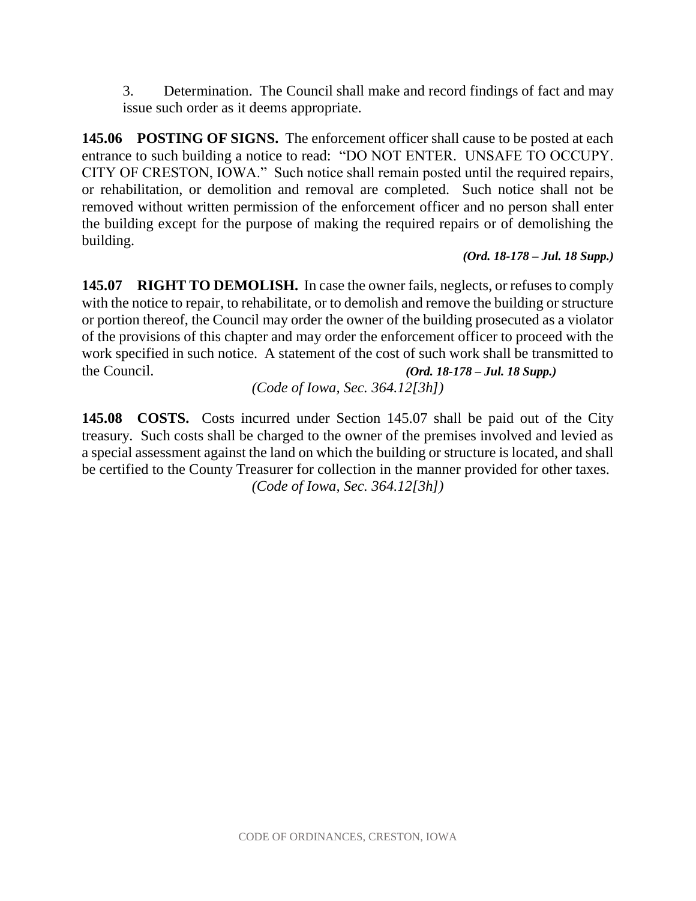3. Determination. The Council shall make and record findings of fact and may issue such order as it deems appropriate.

**145.06 POSTING OF SIGNS.** The enforcement officer shall cause to be posted at each entrance to such building a notice to read: "DO NOT ENTER. UNSAFE TO OCCUPY. CITY OF CRESTON, IOWA." Such notice shall remain posted until the required repairs, or rehabilitation, or demolition and removal are completed. Such notice shall not be removed without written permission of the enforcement officer and no person shall enter the building except for the purpose of making the required repairs or of demolishing the building.

***(Ord. 18-178 – Jul. 18 Supp.)***

**145.07 RIGHT TO DEMOLISH.** In case the owner fails, neglects, or refuses to comply with the notice to repair, to rehabilitate, or to demolish and remove the building or structure or portion thereof, the Council may order the owner of the building prosecuted as a violator of the provisions of this chapter and may order the enforcement officer to proceed with the work specified in such notice. A statement of the cost of such work shall be transmitted to the Council. ***(Ord. 18-178 – Jul. 18 Supp.)***

*(Code of Iowa, Sec. 364.12[3h])*

**145.08 COSTS.** Costs incurred under Section 145.07 shall be paid out of the City treasury. Such costs shall be charged to the owner of the premises involved and levied as a special assessment against the land on which the building or structure is located, and shall be certified to the County Treasurer for collection in the manner provided for other taxes.

*(Code of Iowa, Sec. 364.12[3h])*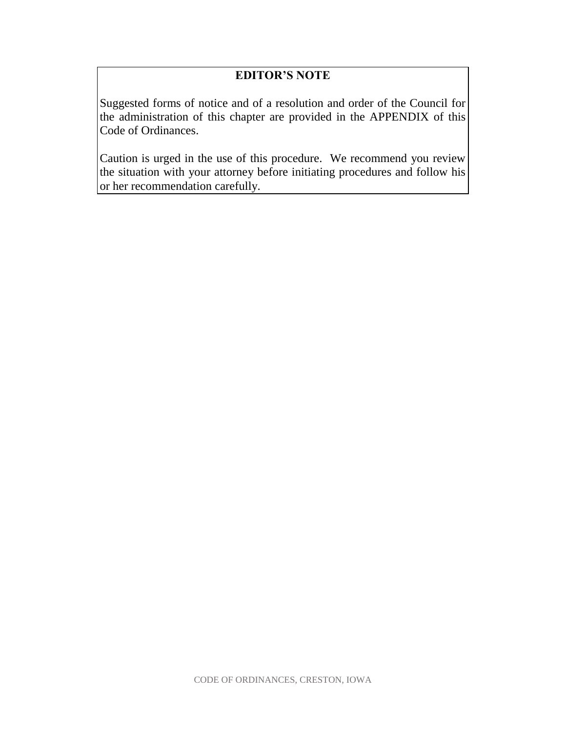**EDITOR'S NOTE**

Suggested forms of notice and of a resolution and order of the Council for the administration of this chapter are provided in the APPENDIX of this Code of Ordinances.

Caution is urged in the use of this procedure. We recommend you review the situation with your attorney before initiating procedures and follow his or her recommendation carefully.